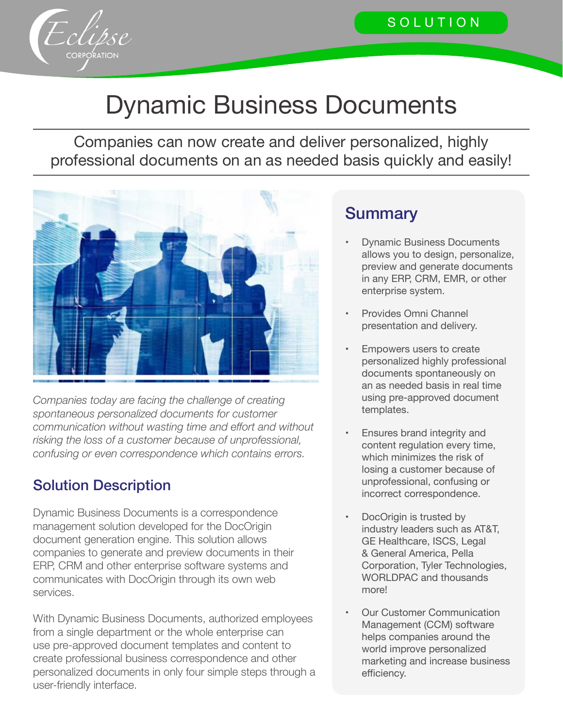SOLUTION

# Dynamic Business Documents

Companies can now create and deliver personalized, highly professional documents on an as needed basis quickly and easily!

*Companies today are facing the challenge of creating spontaneous personalized documents for customer communication without wasting time and effort and without risking the loss of a customer because of unprofessional, confusing or even correspondence which contains errors.*

## Solution Description

Dynamic Business Documents is a correspondence management solution developed for the DocOrigin document generation engine. This solution allows companies to generate and preview documents in their ERP, CRM and other enterprise software systems and communicates with DocOrigin through its own web services.

With Dynamic Business Documents, authorized employees from a single department or the whole enterprise can use pre-approved document templates and content to create professional business correspondence and other personalized documents in only four simple steps through a user-friendly interface.

## Summary

- Dynamic Business Documents allows you to design, personalize, preview and generate documents in any ERP, CRM, EMR, or other enterprise system.
- Provides Omni Channel presentation and delivery.
- Empowers users to create personalized highly professional documents spontaneously on an as needed basis in real time using pre-approved document templates.
- Ensures brand integrity and content regulation every time, which minimizes the risk of losing a customer because of unprofessional, confusing or incorrect correspondence.
- DocOrigin is trusted by industry leaders such as AT&T, GE Healthcare, ISCS, Legal & General America, Pella Corporation, Tyler Technologies, WORLDPAC and thousands more!
- Our Customer Communication Management (CCM) software helps companies around the world improve personalized marketing and increase business efficiency.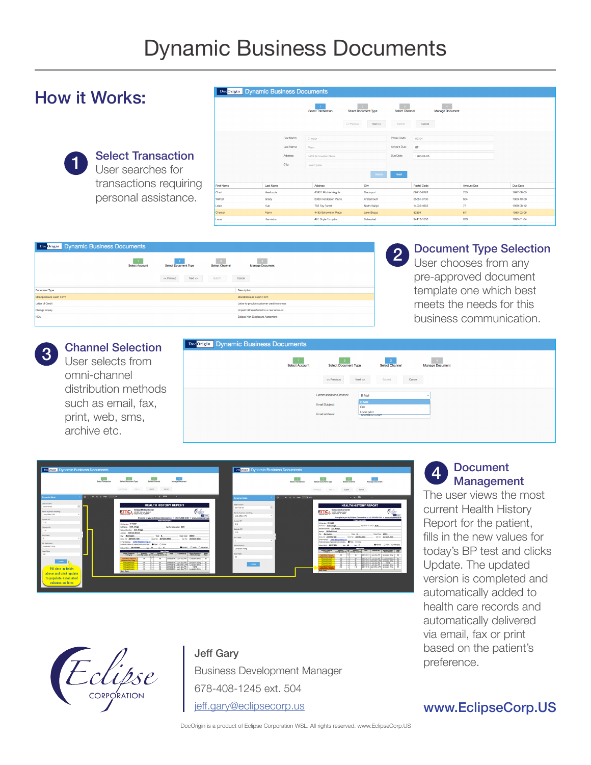# Dynamic Business Documents

## How it Works:

### 1 Select Transaction

User searches for transactions requiring personal assistance.

### 2 Document Type Selection

User chooses from any pre-approved document template one which best meets the needs for this business communication.

### 3 Channel Selection

User selects from omni-channel distribution methods such as email, fax, print, web, sms, archive etc.

### 4 Document Management

The user views the most current Health History Report for the patient, fills in the new values for today's BP test and clicks Update. The updated version is completed and automatically added to health care records and automatically delivered via email, fax or print based on the patient's preference.

Eclipse CORPORATION

**Jeff Gary**
Business Development Manager
678-408-1245 ext. 504
jeff.gary@eclipsecorp.us

**www.EclipseCorp.US**

DocOrigin is a product of Eclipse Corporation WSL. All rights reserved. www.EclipseCorp.US